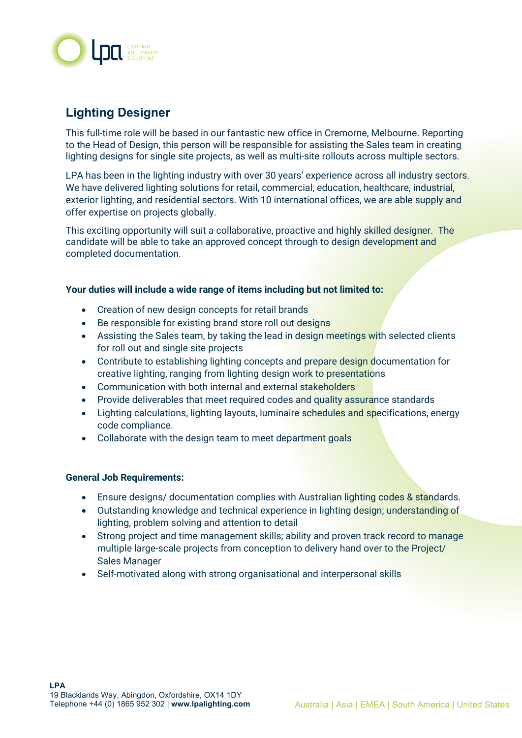## Lighting Designer

This full-time role will be based in our fantastic new office in Cremorne, Melbourne. Reporting to the Head of Design, this person will be responsible for assisting the Sales team in creating lighting designs for single site projects, as well as multi-site rollouts across multiple sectors.

LPA has been in the lighting industry with over 30 years' experience across all industry sectors. We have delivered lighting solutions for retail, commercial, education, healthcare, industrial, exterior lighting, and residential sectors. With 10 international offices, we are able supply and offer expertise on projects globally.

This exciting opportunity will suit a collaborative, proactive and highly skilled designer. The candidate will be able to take an approved concept through to design development and completed documentation.

**Your duties will include a wide range of items including but not limited to:**

- Creation of new design concepts for retail brands
- Be responsible for existing brand store roll out designs
- Assisting the Sales team, by taking the lead in design meetings with selected clients for roll out and single site projects
- Contribute to establishing lighting concepts and prepare design documentation for creative lighting, ranging from lighting design work to presentations
- Communication with both internal and external stakeholders
- Provide deliverables that meet required codes and quality assurance standards
- Lighting calculations, lighting layouts, luminaire schedules and specifications, energy code compliance.
- Collaborate with the design team to meet department goals

**General Job Requirements:**

- Ensure designs/ documentation complies with Australian lighting codes & standards.
- Outstanding knowledge and technical experience in lighting design; understanding of lighting, problem solving and attention to detail
- Strong project and time management skills; ability and proven track record to manage multiple large-scale projects from conception to delivery hand over to the Project/ Sales Manager
- Self-motivated along with strong organisational and interpersonal skills

**LPA**
19 Blacklands Way, Abingdon, Oxfordshire, OX14 1DY
Telephone +44 (0) 1865 952 302 | **www.lpalighting.com**

Australia | Asia | EMEA | South America | United States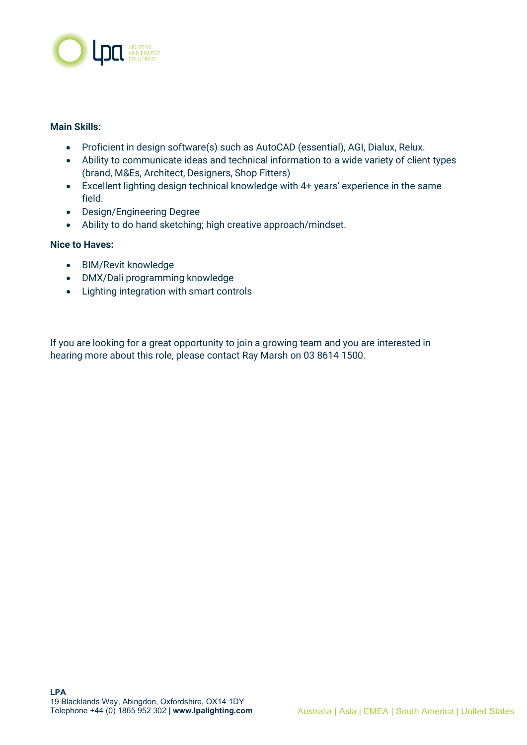**Main Skills:**

- Proficient in design software(s) such as AutoCAD (essential), AGI, Dialux, Relux.
- Ability to communicate ideas and technical information to a wide variety of client types (brand, M&Es, Architect, Designers, Shop Fitters)
- Excellent lighting design technical knowledge with 4+ years' experience in the same field.
- Design/Engineering Degree
- Ability to do hand sketching; high creative approach/mindset.

**Nice to Haves:**

- BIM/Revit knowledge
- DMX/Dali programming knowledge
- Lighting integration with smart controls

If you are looking for a great opportunity to join a growing team and you are interested in hearing more about this role, please contact Ray Marsh on 03 8614 1500.